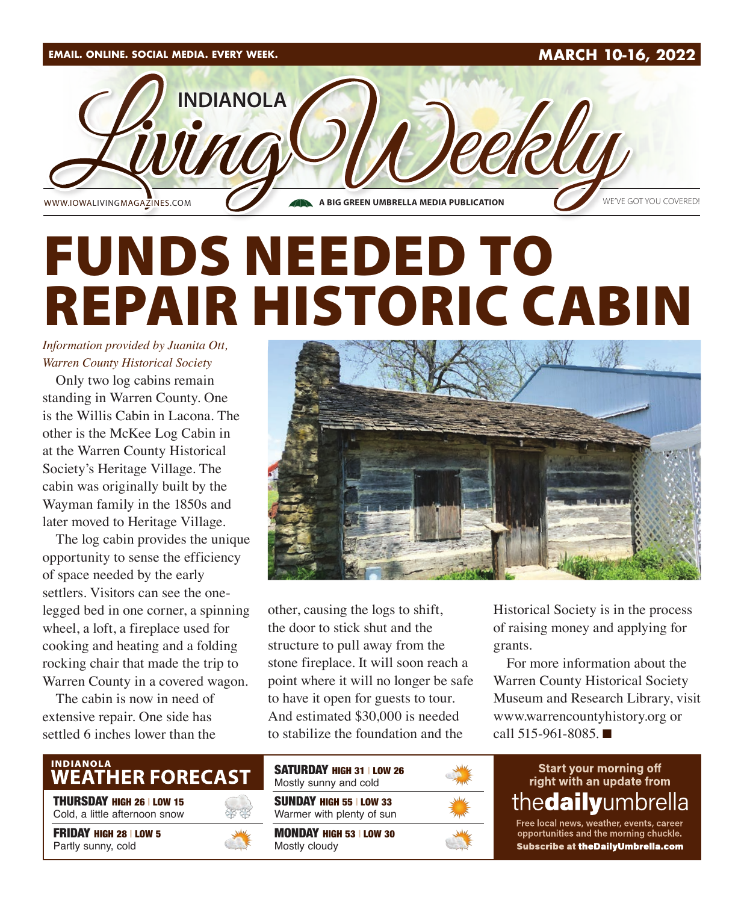EMAIL. ONLINE. SOCIAL MEDIA. EVERY WEEK.

MARCH 10-16, 2022

# INDIANOLA Living Weekly

WWW.IOWALIVINGMAGAZINES.COM — A BIG GREEN UMBRELLA MEDIA PUBLICATION — WE'VE GOT YOU COVERED!

# FUNDS NEEDED TO REPAIR HISTORIC CABIN

*Information provided by Juanita Ott, Warren County Historical Society*

Only two log cabins remain standing in Warren County. One is the Willis Cabin in Lacona. The other is the McKee Log Cabin in at the Warren County Historical Society's Heritage Village. The cabin was originally built by the Wayman family in the 1850s and later moved to Heritage Village.

The log cabin provides the unique opportunity to sense the efficiency of space needed by the early settlers. Visitors can see the one-legged bed in one corner, a spinning wheel, a loft, a fireplace used for cooking and heating and a folding rocking chair that made the trip to Warren County in a covered wagon.

The cabin is now in need of extensive repair. One side has settled 6 inches lower than the other, causing the logs to shift, the door to stick shut and the structure to pull away from the stone fireplace. It will soon reach a point where it will no longer be safe to have it open for guests to tour. And estimated $30,000 is needed to stabilize the foundation and the Historical Society is in the process of raising money and applying for grants.

For more information about the Warren County Historical Society Museum and Research Library, visit www.warrencountyhistory.org or call 515-961-8085. ■

## INDIANOLA WEATHER FORECAST

**THURSDAY** HIGH 26 | LOW 15
Cold, a little afternoon snow

**FRIDAY** HIGH 28 | LOW 5
Partly sunny, cold

**SATURDAY** HIGH 31 | LOW 26
Mostly sunny and cold

**SUNDAY** HIGH 55 | LOW 33
Warmer with plenty of sun

**MONDAY** HIGH 53 | LOW 30
Mostly cloudy

Start your morning off right with an update from **thedailyumbrella**

Free local news, weather, events, career opportunities and the morning chuckle.
**Subscribe at theDailyUmbrella.com**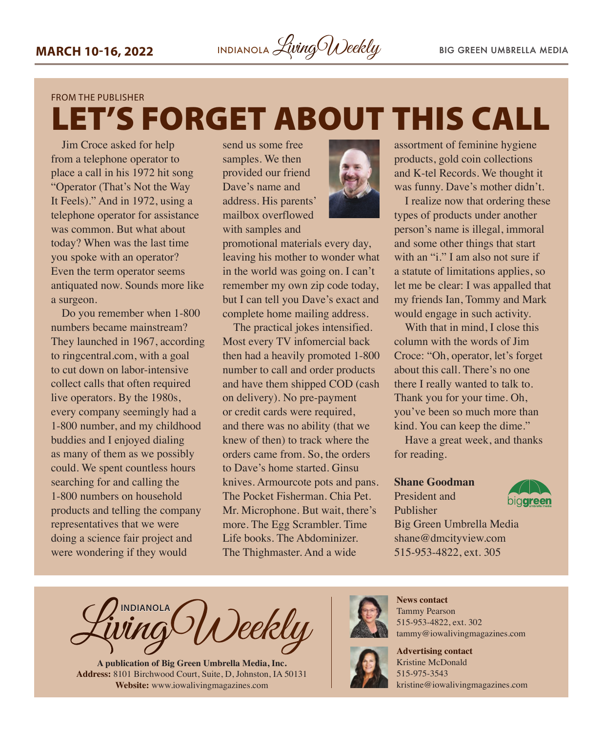FROM THE PUBLISHER

# LET'S FORGET ABOUT THIS CALL

Jim Croce asked for help from a telephone operator to place a call in his 1972 hit song "Operator (That's Not the Way It Feels)." And in 1972, using a telephone operator for assistance was common. But what about today? When was the last time you spoke with an operator? Even the term operator seems antiquated now. Sounds more like a surgeon.

Do you remember when 1-800 numbers became mainstream? They launched in 1967, according to ringcentral.com, with a goal to cut down on labor-intensive collect calls that often required live operators. By the 1980s, every company seemingly had a 1-800 number, and my childhood buddies and I enjoyed dialing as many of them as we possibly could. We spent countless hours searching for and calling the 1-800 numbers on household products and telling the company representatives that we were doing a science fair project and were wondering if they would send us some free samples. We then provided our friend Dave's name and address. His parents' mailbox overflowed with samples and promotional materials every day, leaving his mother to wonder what in the world was going on. I can't remember my own zip code today, but I can tell you Dave's exact and complete home mailing address.

The practical jokes intensified. Most every TV infomercial back then had a heavily promoted 1-800 number to call and order products and have them shipped COD (cash on delivery). No pre-payment or credit cards were required, and there was no ability (that we knew of then) to track where the orders came from. So, the orders to Dave's home started. Ginsu knives. Armourcote pots and pans. The Pocket Fisherman. Chia Pet. Mr. Microphone. But wait, there's more. The Egg Scrambler. Time Life books. The Abdominizer. The Thighmaster. And a wide assortment of feminine hygiene products, gold coin collections and K-tel Records. We thought it was funny. Dave's mother didn't.

I realize now that ordering these types of products under another person's name is illegal, immoral and some other things that start with an "i." I am also not sure if a statute of limitations applies, so let me be clear: I was appalled that my friends Ian, Tommy and Mark would engage in such activity.

With that in mind, I close this column with the words of Jim Croce: "Oh, operator, let's forget about this call. There's no one there I really wanted to talk to. Thank you for your time. Oh, you've been so much more than kind. You can keep the dime."

Have a great week, and thanks for reading.

**Shane Goodman**
President and Publisher
Big Green Umbrella Media
shane@dmcityview.com
515-953-4822, ext. 305

---

INDIANOLA Living Weekly

**A publication of Big Green Umbrella Media, Inc.**
**Address:** 8101 Birchwood Court, Suite, D, Johnston, IA 50131
**Website:** www.iowalivingmagazines.com

**News contact**
Tammy Pearson
515-953-4822, ext. 302
tammy@iowalivingmagazines.com

**Advertising contact**
Kristine McDonald
515-975-3543
kristine@iowalivingmagazines.com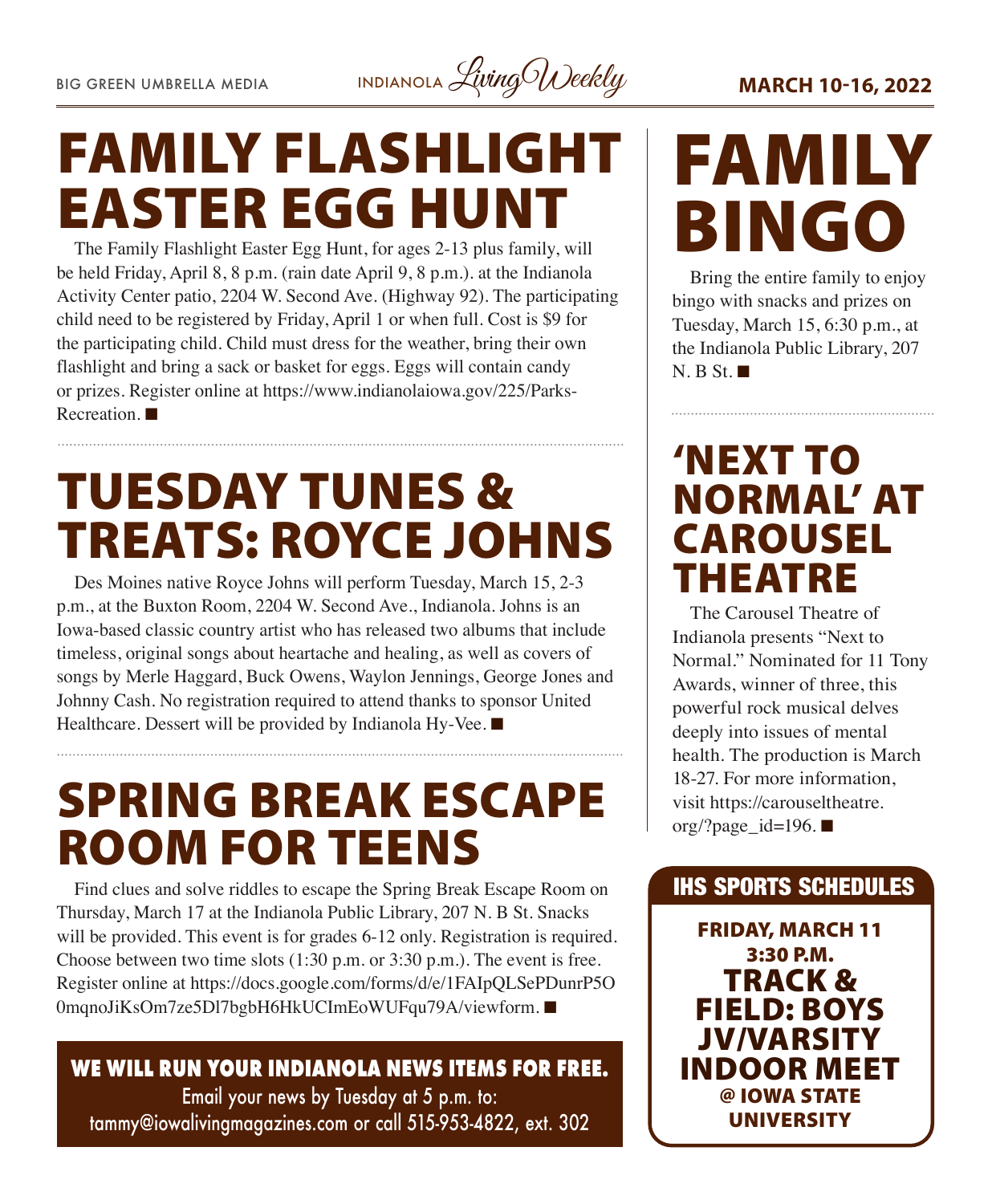# FAMILY FLASHLIGHT EASTER EGG HUNT

The Family Flashlight Easter Egg Hunt, for ages 2-13 plus family, will be held Friday, April 8, 8 p.m. (rain date April 9, 8 p.m.). at the Indianola Activity Center patio, 2204 W. Second Ave. (Highway 92). The participating child need to be registered by Friday, April 1 or when full. Cost is $9 for the participating child. Child must dress for the weather, bring their own flashlight and bring a sack or basket for eggs. Eggs will contain candy or prizes. Register online at https://www.indianolaiowa.gov/225/Parks-Recreation. ■

# TUESDAY TUNES & TREATS: ROYCE JOHNS

Des Moines native Royce Johns will perform Tuesday, March 15, 2-3 p.m., at the Buxton Room, 2204 W. Second Ave., Indianola. Johns is an Iowa-based classic country artist who has released two albums that include timeless, original songs about heartache and healing, as well as covers of songs by Merle Haggard, Buck Owens, Waylon Jennings, George Jones and Johnny Cash. No registration required to attend thanks to sponsor United Healthcare. Dessert will be provided by Indianola Hy-Vee. ■

# SPRING BREAK ESCAPE ROOM FOR TEENS

Find clues and solve riddles to escape the Spring Break Escape Room on Thursday, March 17 at the Indianola Public Library, 207 N. B St. Snacks will be provided. This event is for grades 6-12 only. Registration is required. Choose between two time slots (1:30 p.m. or 3:30 p.m.). The event is free. Register online at https://docs.google.com/forms/d/e/1FAIpQLSePDunrP5O0mqnoJiKsOm7ze5Dl7bgbH6HkUCImEoWUFqu79A/viewform. ■

**WE WILL RUN YOUR INDIANOLA NEWS ITEMS FOR FREE.**
Email your news by Tuesday at 5 p.m. to:
tammy@iowalivingmagazines.com or call 515-953-4822, ext. 302

# FAMILY BINGO

Bring the entire family to enjoy bingo with snacks and prizes on Tuesday, March 15, 6:30 p.m., at the Indianola Public Library, 207 N. B St. ■

# 'NEXT TO NORMAL' AT CAROUSEL THEATRE

The Carousel Theatre of Indianola presents "Next to Normal." Nominated for 11 Tony Awards, winner of three, this powerful rock musical delves deeply into issues of mental health. The production is March 18-27. For more information, visit https://carouseltheatre.org/?page_id=196. ■

## IHS SPORTS SCHEDULES

**FRIDAY, MARCH 11**
**3:30 P.M.**
**TRACK & FIELD: BOYS JV/VARSITY INDOOR MEET**
**@ IOWA STATE UNIVERSITY**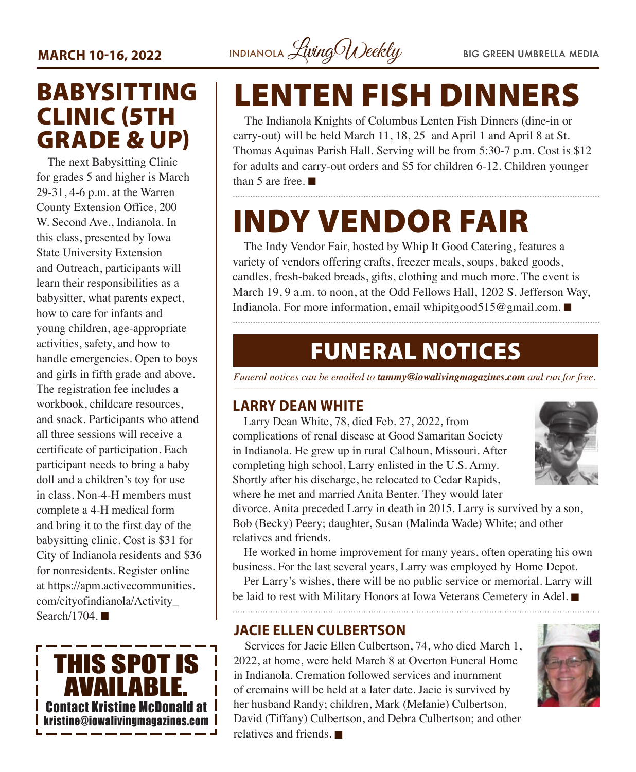# BABYSITTING CLINIC (5TH GRADE & UP)

The next Babysitting Clinic for grades 5 and higher is March 29-31, 4-6 p.m. at the Warren County Extension Office, 200 W. Second Ave., Indianola. In this class, presented by Iowa State University Extension and Outreach, participants will learn their responsibilities as a babysitter, what parents expect, how to care for infants and young children, age-appropriate activities, safety, and how to handle emergencies. Open to boys and girls in fifth grade and above. The registration fee includes a workbook, childcare resources, and snack. Participants who attend all three sessions will receive a certificate of participation. Each participant needs to bring a baby doll and a children's toy for use in class. Non-4-H members must complete a 4-H medical form and bring it to the first day of the babysitting clinic. Cost is $31 for City of Indianola residents and $36 for nonresidents. Register online at https://apm.activecommunities.com/cityofindianola/Activity_Search/1704. ■

**THIS SPOT IS AVAILABLE.**
Contact Kristine McDonald at kristine@iowalivingmagazines.com

# LENTEN FISH DINNERS

The Indianola Knights of Columbus Lenten Fish Dinners (dine-in or carry-out) will be held March 11, 18, 25 and April 1 and April 8 at St. Thomas Aquinas Parish Hall. Serving will be from 5:30-7 p.m. Cost is $12 for adults and carry-out orders and $5 for children 6-12. Children younger than 5 are free. ■

# INDY VENDOR FAIR

The Indy Vendor Fair, hosted by Whip It Good Catering, features a variety of vendors offering crafts, freezer meals, soups, baked goods, candles, fresh-baked breads, gifts, clothing and much more. The event is March 19, 9 a.m. to noon, at the Odd Fellows Hall, 1202 S. Jefferson Way, Indianola. For more information, email whipitgood515@gmail.com. ■

# FUNERAL NOTICES

*Funeral notices can be emailed to **tammy@iowalivingmagazines.com** and run for free.*

## LARRY DEAN WHITE

Larry Dean White, 78, died Feb. 27, 2022, from complications of renal disease at Good Samaritan Society in Indianola. He grew up in rural Calhoun, Missouri. After completing high school, Larry enlisted in the U.S. Army. Shortly after his discharge, he relocated to Cedar Rapids, where he met and married Anita Benter. They would later divorce. Anita preceded Larry in death in 2015. Larry is survived by a son, Bob (Becky) Peery; daughter, Susan (Malinda Wade) White; and other relatives and friends.

He worked in home improvement for many years, often operating his own business. For the last several years, Larry was employed by Home Depot.

Per Larry's wishes, there will be no public service or memorial. Larry will be laid to rest with Military Honors at Iowa Veterans Cemetery in Adel. ■

## JACIE ELLEN CULBERTSON

Services for Jacie Ellen Culbertson, 74, who died March 1, 2022, at home, were held March 8 at Overton Funeral Home in Indianola. Cremation followed services and inurnment of cremains will be held at a later date. Jacie is survived by her husband Randy; children, Mark (Melanie) Culbertson, David (Tiffany) Culbertson, and Debra Culbertson; and other relatives and friends. ■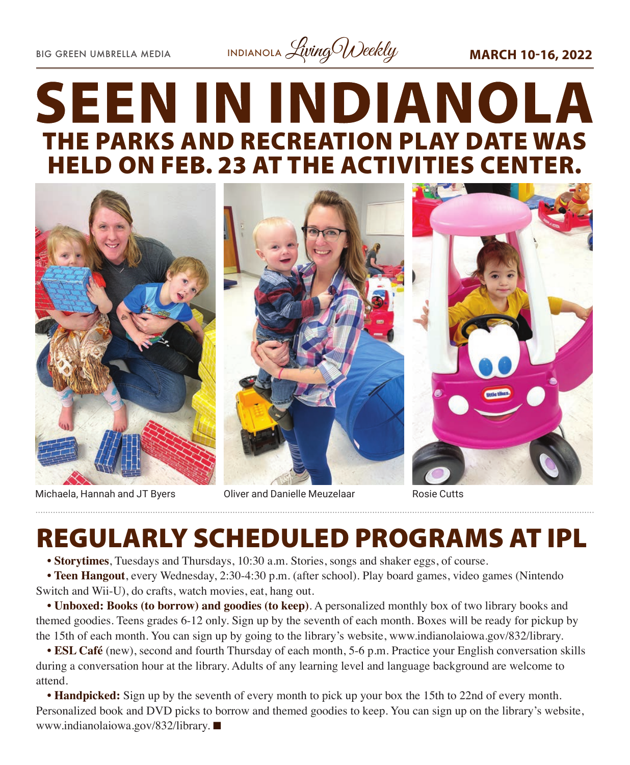# SEEN IN INDIANOLA

## THE PARKS AND RECREATION PLAY DATE WAS HELD ON FEB. 23 AT THE ACTIVITIES CENTER.

Michaela, Hannah and JT Byers

Oliver and Danielle Meuzelaar

Rosie Cutts

# REGULARLY SCHEDULED PROGRAMS AT IPL

- **Storytimes**, Tuesdays and Thursdays, 10:30 a.m. Stories, songs and shaker eggs, of course.
- **Teen Hangout**, every Wednesday, 2:30-4:30 p.m. (after school). Play board games, video games (Nintendo Switch and Wii-U), do crafts, watch movies, eat, hang out.
- **Unboxed: Books (to borrow) and goodies (to keep)**. A personalized monthly box of two library books and themed goodies. Teens grades 6-12 only. Sign up by the seventh of each month. Boxes will be ready for pickup by the 15th of each month. You can sign up by going to the library's website, www.indianolaiowa.gov/832/library.
- **ESL Café** (new), second and fourth Thursday of each month, 5-6 p.m. Practice your English conversation skills during a conversation hour at the library. Adults of any learning level and language background are welcome to attend.
- **Handpicked:** Sign up by the seventh of every month to pick up your box the 15th to 22nd of every month. Personalized book and DVD picks to borrow and themed goodies to keep. You can sign up on the library's website, www.indianolaiowa.gov/832/library. ■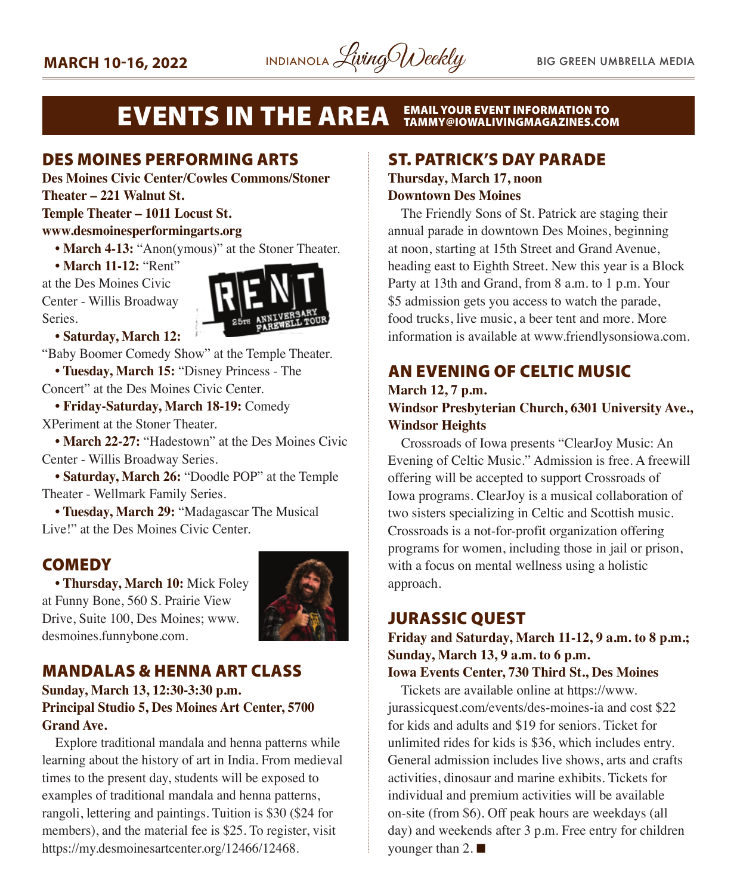# EVENTS IN THE AREA

EMAIL YOUR EVENT INFORMATION TO TAMMY@IOWALIVINGMAGAZINES.COM

## DES MOINES PERFORMING ARTS

**Des Moines Civic Center/Cowles Commons/Stoner Theater – 221 Walnut St.**
**Temple Theater – 1011 Locust St.**
**www.desmoinesperformingarts.org**

- **March 4-13:** "Anon(ymous)" at the Stoner Theater.
- **March 11-12:** "Rent" at the Des Moines Civic Center - Willis Broadway Series.
- **Saturday, March 12:** "Baby Boomer Comedy Show" at the Temple Theater.
- **Tuesday, March 15:** "Disney Princess - The Concert" at the Des Moines Civic Center.
- **Friday-Saturday, March 18-19:** Comedy XPeriment at the Stoner Theater.
- **March 22-27:** "Hadestown" at the Des Moines Civic Center - Willis Broadway Series.
- **Saturday, March 26:** "Doodle POP" at the Temple Theater - Wellmark Family Series.
- **Tuesday, March 29:** "Madagascar The Musical Live!" at the Des Moines Civic Center.

## COMEDY

- **Thursday, March 10:** Mick Foley at Funny Bone, 560 S. Prairie View Drive, Suite 100, Des Moines; www.desmoines.funnybone.com.

## MANDALAS & HENNA ART CLASS

**Sunday, March 13, 12:30-3:30 p.m.**
**Principal Studio 5, Des Moines Art Center, 5700 Grand Ave.**

Explore traditional mandala and henna patterns while learning about the history of art in India. From medieval times to the present day, students will be exposed to examples of traditional mandala and henna patterns, rangoli, lettering and paintings. Tuition is $30 ($24 for members), and the material fee is $25. To register, visit https://my.desmoinesartcenter.org/12466/12468.

## ST. PATRICK'S DAY PARADE

**Thursday, March 17, noon**
**Downtown Des Moines**

The Friendly Sons of St. Patrick are staging their annual parade in downtown Des Moines, beginning at noon, starting at 15th Street and Grand Avenue, heading east to Eighth Street. New this year is a Block Party at 13th and Grand, from 8 a.m. to 1 p.m. Your $5 admission gets you access to watch the parade, food trucks, live music, a beer tent and more. More information is available at www.friendlysonsiowa.com.

## AN EVENING OF CELTIC MUSIC

**March 12, 7 p.m.**
**Windsor Presbyterian Church, 6301 University Ave., Windsor Heights**

Crossroads of Iowa presents "ClearJoy Music: An Evening of Celtic Music." Admission is free. A freewill offering will be accepted to support Crossroads of Iowa programs. ClearJoy is a musical collaboration of two sisters specializing in Celtic and Scottish music. Crossroads is a not-for-profit organization offering programs for women, including those in jail or prison, with a focus on mental wellness using a holistic approach.

## JURASSIC QUEST

**Friday and Saturday, March 11-12, 9 a.m. to 8 p.m.; Sunday, March 13, 9 a.m. to 6 p.m.**
**Iowa Events Center, 730 Third St., Des Moines**

Tickets are available online at https://www.jurassicquest.com/events/des-moines-ia and cost $22 for kids and adults and $19 for seniors. Ticket for unlimited rides for kids is $36, which includes entry. General admission includes live shows, arts and crafts activities, dinosaur and marine exhibits. Tickets for individual and premium activities will be available on-site (from $6). Off peak hours are weekdays (all day) and weekends after 3 p.m. Free entry for children younger than 2. ■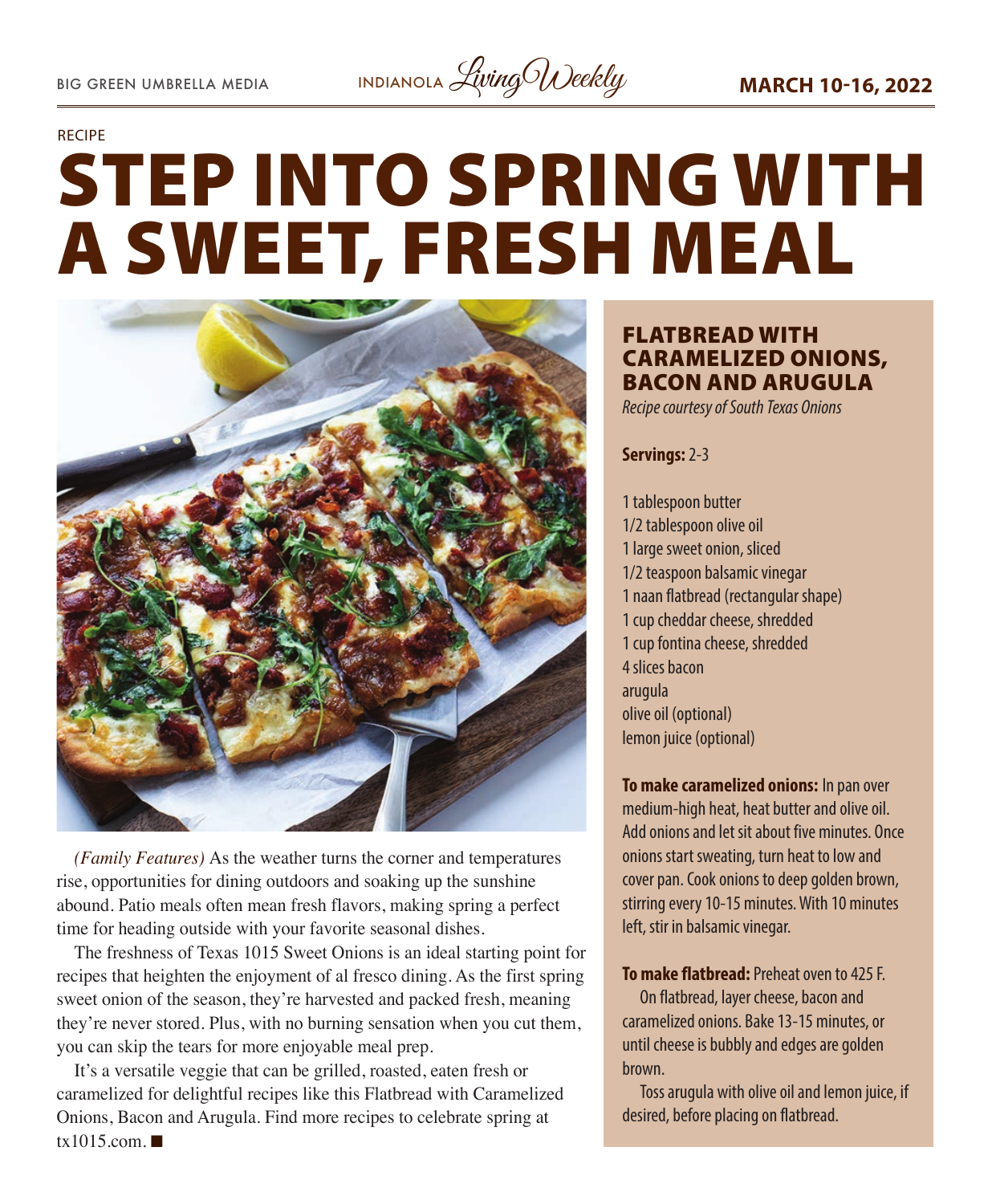RECIPE

# STEP INTO SPRING WITH A SWEET, FRESH MEAL

*(Family Features)* As the weather turns the corner and temperatures rise, opportunities for dining outdoors and soaking up the sunshine abound. Patio meals often mean fresh flavors, making spring a perfect time for heading outside with your favorite seasonal dishes.

The freshness of Texas 1015 Sweet Onions is an ideal starting point for recipes that heighten the enjoyment of al fresco dining. As the first spring sweet onion of the season, they're harvested and packed fresh, meaning they're never stored. Plus, with no burning sensation when you cut them, you can skip the tears for more enjoyable meal prep.

It's a versatile veggie that can be grilled, roasted, eaten fresh or caramelized for delightful recipes like this Flatbread with Caramelized Onions, Bacon and Arugula. Find more recipes to celebrate spring at tx1015.com. ■

## FLATBREAD WITH CARAMELIZED ONIONS, BACON AND ARUGULA

*Recipe courtesy of South Texas Onions*

**Servings:** 2-3

1 tablespoon butter
1/2 tablespoon olive oil
1 large sweet onion, sliced
1/2 teaspoon balsamic vinegar
1 naan flatbread (rectangular shape)
1 cup cheddar cheese, shredded
1 cup fontina cheese, shredded
4 slices bacon
arugula
olive oil (optional)
lemon juice (optional)

**To make caramelized onions:** In pan over medium-high heat, heat butter and olive oil. Add onions and let sit about five minutes. Once onions start sweating, turn heat to low and cover pan. Cook onions to deep golden brown, stirring every 10-15 minutes. With 10 minutes left, stir in balsamic vinegar.

**To make flatbread:** Preheat oven to 425 F.

On flatbread, layer cheese, bacon and caramelized onions. Bake 13-15 minutes, or until cheese is bubbly and edges are golden brown.

Toss arugula with olive oil and lemon juice, if desired, before placing on flatbread.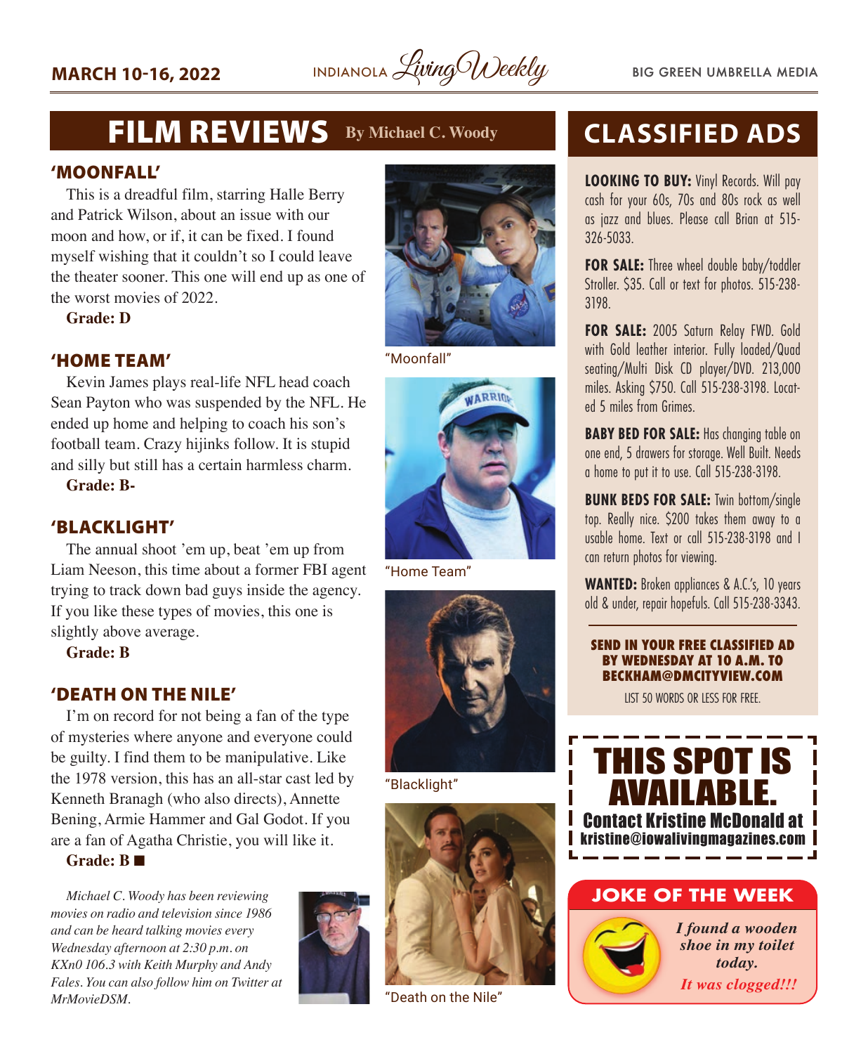# FILM REVIEWS

By Michael C. Woody

## 'MOONFALL'

This is a dreadful film, starring Halle Berry and Patrick Wilson, about an issue with our moon and how, or if, it can be fixed. I found myself wishing that it couldn't so I could leave the theater sooner. This one will end up as one of the worst movies of 2022.

**Grade: D**

## 'HOME TEAM'

Kevin James plays real-life NFL head coach Sean Payton who was suspended by the NFL. He ended up home and helping to coach his son's football team. Crazy hijinks follow. It is stupid and silly but still has a certain harmless charm.

**Grade: B-**

## 'BLACKLIGHT'

The annual shoot 'em up, beat 'em up from Liam Neeson, this time about a former FBI agent trying to track down bad guys inside the agency. If you like these types of movies, this one is slightly above average.

**Grade: B**

## 'DEATH ON THE NILE'

I'm on record for not being a fan of the type of mysteries where anyone and everyone could be guilty. I find them to be manipulative. Like the 1978 version, this has an all-star cast led by Kenneth Branagh (who also directs), Annette Bening, Armie Hammer and Gal Godot. If you are a fan of Agatha Christie, you will like it.

**Grade: B** ■

*Michael C. Woody has been reviewing movies on radio and television since 1986 and can be heard talking movies every Wednesday afternoon at 2:30 p.m. on KXn0 106.3 with Keith Murphy and Andy Fales. You can also follow him on Twitter at MrMovieDSM.*

"Moonfall"

"Home Team"

"Blacklight"

"Death on the Nile"

# CLASSIFIED ADS

**LOOKING TO BUY:** Vinyl Records. Will pay cash for your 60s, 70s and 80s rock as well as jazz and blues. Please call Brian at 515-326-5033.

**FOR SALE:** Three wheel double baby/toddler Stroller. $35. Call or text for photos. 515-238-3198.

**FOR SALE:** 2005 Saturn Relay FWD. Gold with Gold leather interior. Fully loaded/Quad seating/Multi Disk CD player/DVD. 213,000 miles. Asking $750. Call 515-238-3198. Located 5 miles from Grimes.

**BABY BED FOR SALE:** Has changing table on one end, 5 drawers for storage. Well Built. Needs a home to put it to use. Call 515-238-3198.

**BUNK BEDS FOR SALE:** Twin bottom/single top. Really nice. $200 takes them away to a usable home. Text or call 515-238-3198 and I can return photos for viewing.

**WANTED:** Broken appliances & A.C.'s, 10 years old & under, repair hopefuls. Call 515-238-3343.

**SEND IN YOUR FREE CLASSIFIED AD BY WEDNESDAY AT 10 A.M. TO BECKHAM@DMCITYVIEW.COM**

LIST 50 WORDS OR LESS FOR FREE.

**THIS SPOT IS AVAILABLE.**

Contact Kristine McDonald at kristine@iowalivingmagazines.com

## JOKE OF THE WEEK

*I found a wooden shoe in my toilet today.*

*It was clogged!!!*